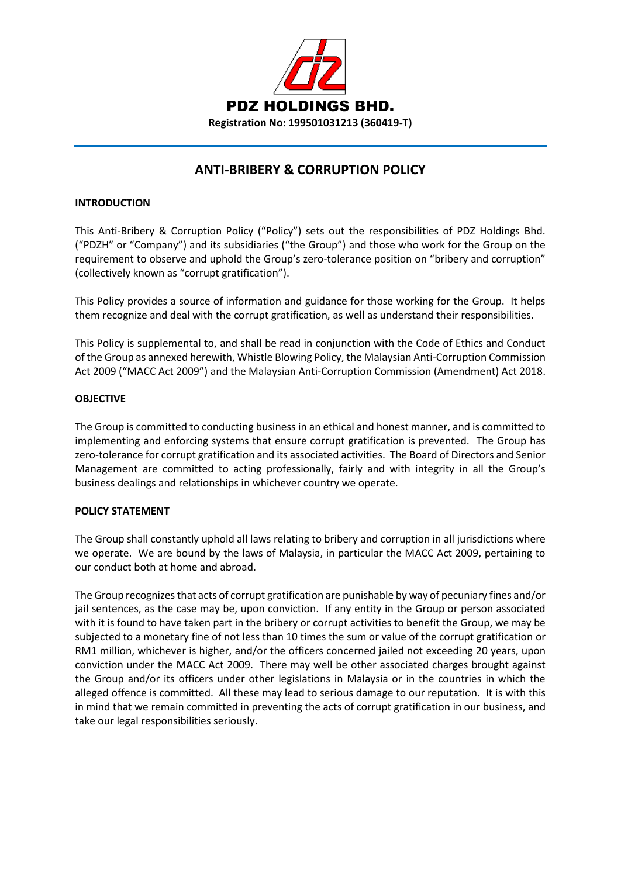# PDZ HOLDINGS BHD.

**Registration No: 199501031213 (360419-T)**

## ANTI-BRIBERY & CORRUPTION POLICY

### INTRODUCTION

This Anti-Bribery & Corruption Policy ("Policy") sets out the responsibilities of PDZ Holdings Bhd. ("PDZH" or "Company") and its subsidiaries ("the Group") and those who work for the Group on the requirement to observe and uphold the Group's zero-tolerance position on "bribery and corruption" (collectively known as "corrupt gratification").

This Policy provides a source of information and guidance for those working for the Group. It helps them recognize and deal with the corrupt gratification, as well as understand their responsibilities.

This Policy is supplemental to, and shall be read in conjunction with the Code of Ethics and Conduct of the Group as annexed herewith, Whistle Blowing Policy, the Malaysian Anti-Corruption Commission Act 2009 ("MACC Act 2009") and the Malaysian Anti-Corruption Commission (Amendment) Act 2018.

### OBJECTIVE

The Group is committed to conducting business in an ethical and honest manner, and is committed to implementing and enforcing systems that ensure corrupt gratification is prevented. The Group has zero-tolerance for corrupt gratification and its associated activities. The Board of Directors and Senior Management are committed to acting professionally, fairly and with integrity in all the Group's business dealings and relationships in whichever country we operate.

### POLICY STATEMENT

The Group shall constantly uphold all laws relating to bribery and corruption in all jurisdictions where we operate. We are bound by the laws of Malaysia, in particular the MACC Act 2009, pertaining to our conduct both at home and abroad.

The Group recognizes that acts of corrupt gratification are punishable by way of pecuniary fines and/or jail sentences, as the case may be, upon conviction. If any entity in the Group or person associated with it is found to have taken part in the bribery or corrupt activities to benefit the Group, we may be subjected to a monetary fine of not less than 10 times the sum or value of the corrupt gratification or RM1 million, whichever is higher, and/or the officers concerned jailed not exceeding 20 years, upon conviction under the MACC Act 2009. There may well be other associated charges brought against the Group and/or its officers under other legislations in Malaysia or in the countries in which the alleged offence is committed. All these may lead to serious damage to our reputation. It is with this in mind that we remain committed in preventing the acts of corrupt gratification in our business, and take our legal responsibilities seriously.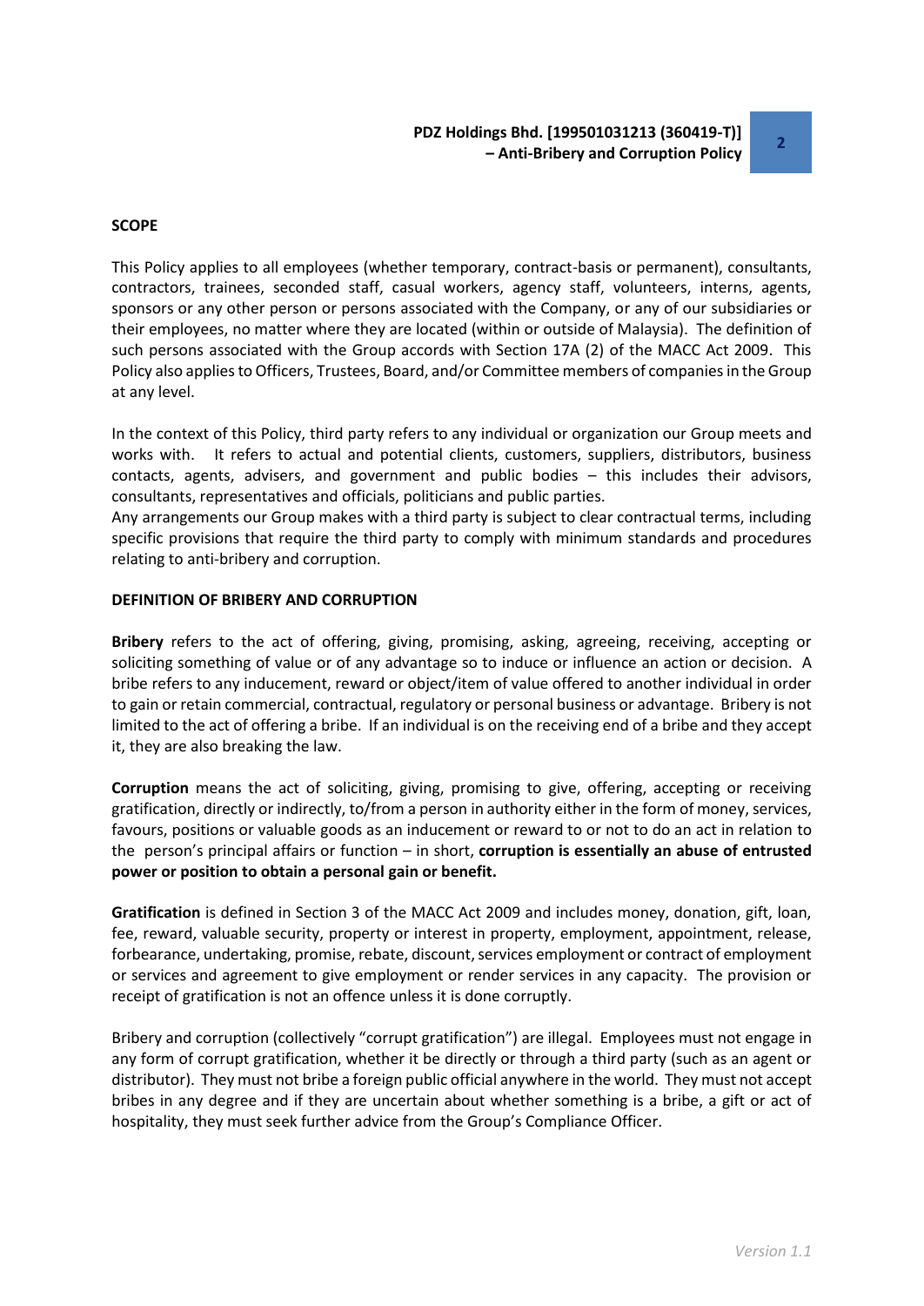## SCOPE

This Policy applies to all employees (whether temporary, contract-basis or permanent), consultants, contractors, trainees, seconded staff, casual workers, agency staff, volunteers, interns, agents, sponsors or any other person or persons associated with the Company, or any of our subsidiaries or their employees, no matter where they are located (within or outside of Malaysia). The definition of such persons associated with the Group accords with Section 17A (2) of the MACC Act 2009. This Policy also applies to Officers, Trustees, Board, and/or Committee members of companies in the Group at any level.

In the context of this Policy, third party refers to any individual or organization our Group meets and works with. It refers to actual and potential clients, customers, suppliers, distributors, business contacts, agents, advisers, and government and public bodies – this includes their advisors, consultants, representatives and officials, politicians and public parties.

Any arrangements our Group makes with a third party is subject to clear contractual terms, including specific provisions that require the third party to comply with minimum standards and procedures relating to anti-bribery and corruption.

## DEFINITION OF BRIBERY AND CORRUPTION

**Bribery** refers to the act of offering, giving, promising, asking, agreeing, receiving, accepting or soliciting something of value or of any advantage so to induce or influence an action or decision. A bribe refers to any inducement, reward or object/item of value offered to another individual in order to gain or retain commercial, contractual, regulatory or personal business or advantage. Bribery is not limited to the act of offering a bribe. If an individual is on the receiving end of a bribe and they accept it, they are also breaking the law.

**Corruption** means the act of soliciting, giving, promising to give, offering, accepting or receiving gratification, directly or indirectly, to/from a person in authority either in the form of money, services, favours, positions or valuable goods as an inducement or reward to or not to do an act in relation to the person's principal affairs or function – in short, **corruption is essentially an abuse of entrusted power or position to obtain a personal gain or benefit.**

**Gratification** is defined in Section 3 of the MACC Act 2009 and includes money, donation, gift, loan, fee, reward, valuable security, property or interest in property, employment, appointment, release, forbearance, undertaking, promise, rebate, discount, services employment or contract of employment or services and agreement to give employment or render services in any capacity. The provision or receipt of gratification is not an offence unless it is done corruptly.

Bribery and corruption (collectively "corrupt gratification") are illegal. Employees must not engage in any form of corrupt gratification, whether it be directly or through a third party (such as an agent or distributor). They must not bribe a foreign public official anywhere in the world. They must not accept bribes in any degree and if they are uncertain about whether something is a bribe, a gift or act of hospitality, they must seek further advice from the Group's Compliance Officer.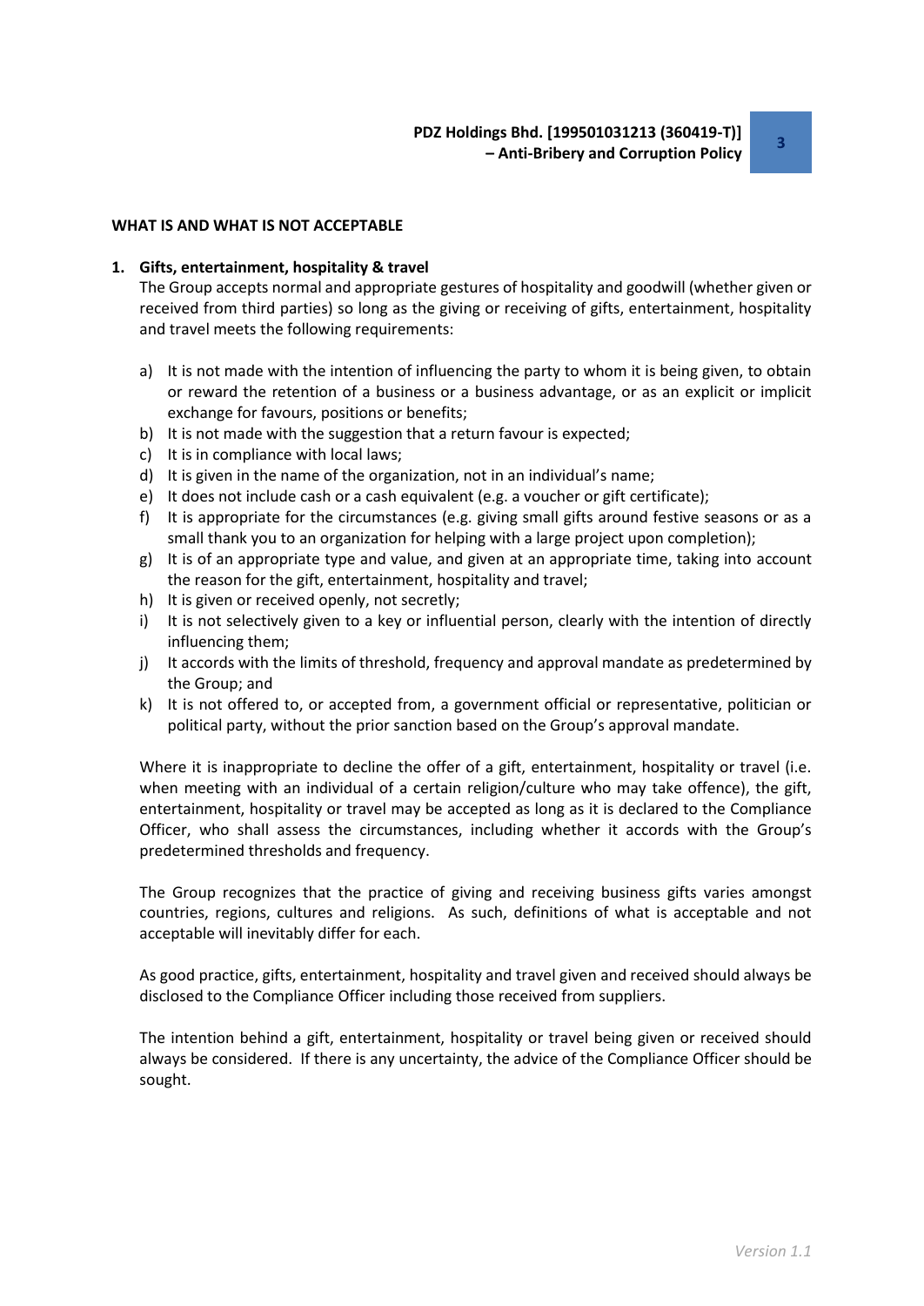## WHAT IS AND WHAT IS NOT ACCEPTABLE

### 1. Gifts, entertainment, hospitality & travel

The Group accepts normal and appropriate gestures of hospitality and goodwill (whether given or received from third parties) so long as the giving or receiving of gifts, entertainment, hospitality and travel meets the following requirements:

a) It is not made with the intention of influencing the party to whom it is being given, to obtain or reward the retention of a business or a business advantage, or as an explicit or implicit exchange for favours, positions or benefits;
b) It is not made with the suggestion that a return favour is expected;
c) It is in compliance with local laws;
d) It is given in the name of the organization, not in an individual's name;
e) It does not include cash or a cash equivalent (e.g. a voucher or gift certificate);
f) It is appropriate for the circumstances (e.g. giving small gifts around festive seasons or as a small thank you to an organization for helping with a large project upon completion);
g) It is of an appropriate type and value, and given at an appropriate time, taking into account the reason for the gift, entertainment, hospitality and travel;
h) It is given or received openly, not secretly;
i) It is not selectively given to a key or influential person, clearly with the intention of directly influencing them;
j) It accords with the limits of threshold, frequency and approval mandate as predetermined by the Group; and
k) It is not offered to, or accepted from, a government official or representative, politician or political party, without the prior sanction based on the Group's approval mandate.

Where it is inappropriate to decline the offer of a gift, entertainment, hospitality or travel (i.e. when meeting with an individual of a certain religion/culture who may take offence), the gift, entertainment, hospitality or travel may be accepted as long as it is declared to the Compliance Officer, who shall assess the circumstances, including whether it accords with the Group's predetermined thresholds and frequency.

The Group recognizes that the practice of giving and receiving business gifts varies amongst countries, regions, cultures and religions. As such, definitions of what is acceptable and not acceptable will inevitably differ for each.

As good practice, gifts, entertainment, hospitality and travel given and received should always be disclosed to the Compliance Officer including those received from suppliers.

The intention behind a gift, entertainment, hospitality or travel being given or received should always be considered. If there is any uncertainty, the advice of the Compliance Officer should be sought.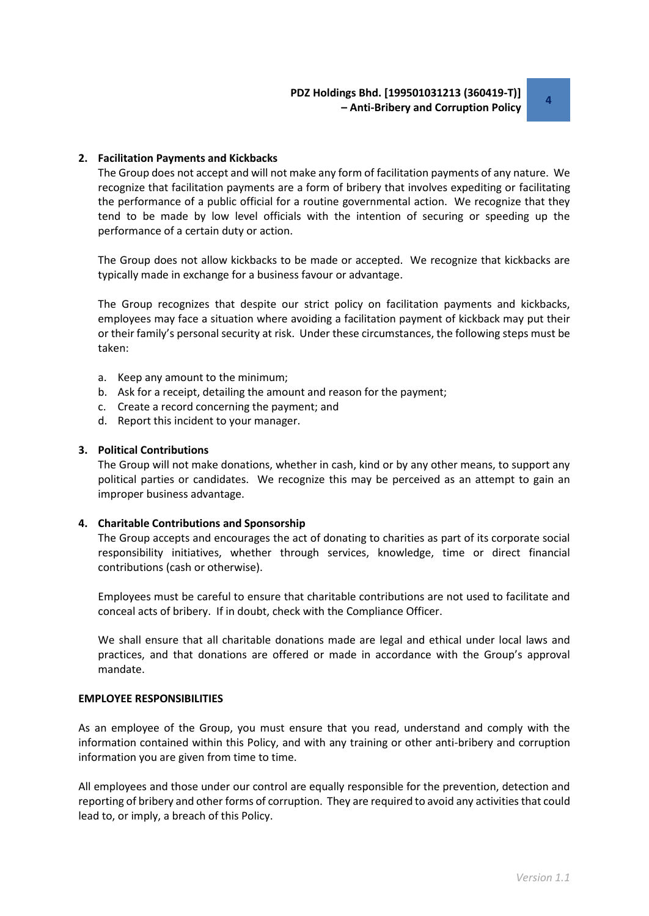**2. Facilitation Payments and Kickbacks**

The Group does not accept and will not make any form of facilitation payments of any nature. We recognize that facilitation payments are a form of bribery that involves expediting or facilitating the performance of a public official for a routine governmental action. We recognize that they tend to be made by low level officials with the intention of securing or speeding up the performance of a certain duty or action.

The Group does not allow kickbacks to be made or accepted. We recognize that kickbacks are typically made in exchange for a business favour or advantage.

The Group recognizes that despite our strict policy on facilitation payments and kickbacks, employees may face a situation where avoiding a facilitation payment of kickback may put their or their family's personal security at risk. Under these circumstances, the following steps must be taken:

a. Keep any amount to the minimum;
b. Ask for a receipt, detailing the amount and reason for the payment;
c. Create a record concerning the payment; and
d. Report this incident to your manager.

**3. Political Contributions**

The Group will not make donations, whether in cash, kind or by any other means, to support any political parties or candidates. We recognize this may be perceived as an attempt to gain an improper business advantage.

**4. Charitable Contributions and Sponsorship**

The Group accepts and encourages the act of donating to charities as part of its corporate social responsibility initiatives, whether through services, knowledge, time or direct financial contributions (cash or otherwise).

Employees must be careful to ensure that charitable contributions are not used to facilitate and conceal acts of bribery. If in doubt, check with the Compliance Officer.

We shall ensure that all charitable donations made are legal and ethical under local laws and practices, and that donations are offered or made in accordance with the Group's approval mandate.

**EMPLOYEE RESPONSIBILITIES**

As an employee of the Group, you must ensure that you read, understand and comply with the information contained within this Policy, and with any training or other anti-bribery and corruption information you are given from time to time.

All employees and those under our control are equally responsible for the prevention, detection and reporting of bribery and other forms of corruption. They are required to avoid any activities that could lead to, or imply, a breach of this Policy.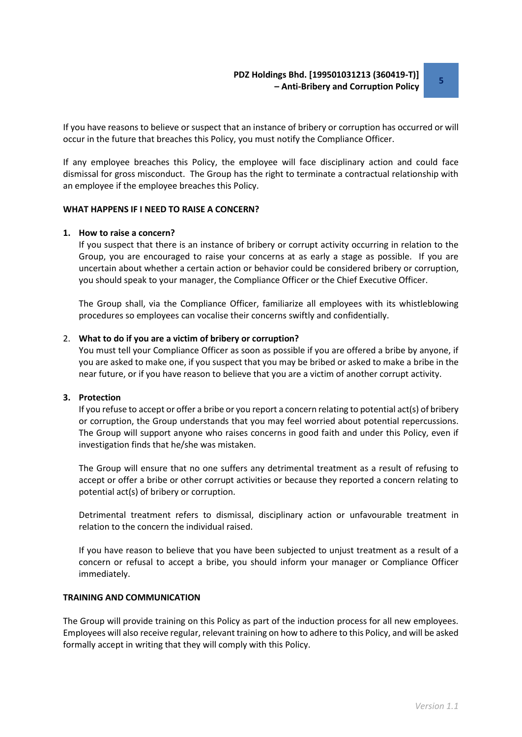If you have reasons to believe or suspect that an instance of bribery or corruption has occurred or will occur in the future that breaches this Policy, you must notify the Compliance Officer.

If any employee breaches this Policy, the employee will face disciplinary action and could face dismissal for gross misconduct. The Group has the right to terminate a contractual relationship with an employee if the employee breaches this Policy.

**WHAT HAPPENS IF I NEED TO RAISE A CONCERN?**

1. **How to raise a concern?**

   If you suspect that there is an instance of bribery or corrupt activity occurring in relation to the Group, you are encouraged to raise your concerns at as early a stage as possible. If you are uncertain about whether a certain action or behavior could be considered bribery or corruption, you should speak to your manager, the Compliance Officer or the Chief Executive Officer.

   The Group shall, via the Compliance Officer, familiarize all employees with its whistleblowing procedures so employees can vocalise their concerns swiftly and confidentially.

2. **What to do if you are a victim of bribery or corruption?**

   You must tell your Compliance Officer as soon as possible if you are offered a bribe by anyone, if you are asked to make one, if you suspect that you may be bribed or asked to make a bribe in the near future, or if you have reason to believe that you are a victim of another corrupt activity.

3. **Protection**

   If you refuse to accept or offer a bribe or you report a concern relating to potential act(s) of bribery or corruption, the Group understands that you may feel worried about potential repercussions. The Group will support anyone who raises concerns in good faith and under this Policy, even if investigation finds that he/she was mistaken.

   The Group will ensure that no one suffers any detrimental treatment as a result of refusing to accept or offer a bribe or other corrupt activities or because they reported a concern relating to potential act(s) of bribery or corruption.

   Detrimental treatment refers to dismissal, disciplinary action or unfavourable treatment in relation to the concern the individual raised.

   If you have reason to believe that you have been subjected to unjust treatment as a result of a concern or refusal to accept a bribe, you should inform your manager or Compliance Officer immediately.

**TRAINING AND COMMUNICATION**

The Group will provide training on this Policy as part of the induction process for all new employees. Employees will also receive regular, relevant training on how to adhere to this Policy, and will be asked formally accept in writing that they will comply with this Policy.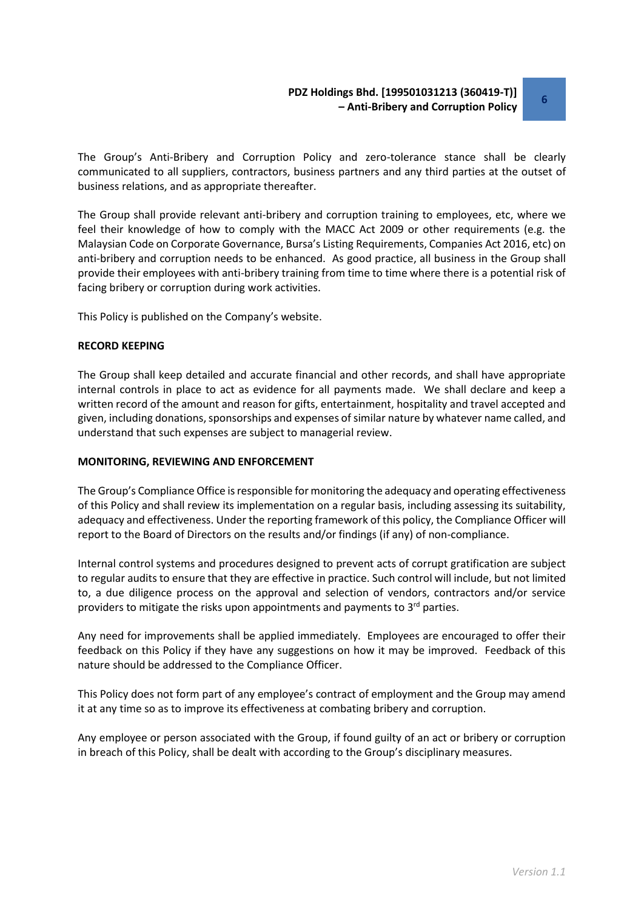The Group's Anti-Bribery and Corruption Policy and zero-tolerance stance shall be clearly communicated to all suppliers, contractors, business partners and any third parties at the outset of business relations, and as appropriate thereafter.

The Group shall provide relevant anti-bribery and corruption training to employees, etc, where we feel their knowledge of how to comply with the MACC Act 2009 or other requirements (e.g. the Malaysian Code on Corporate Governance, Bursa's Listing Requirements, Companies Act 2016, etc) on anti-bribery and corruption needs to be enhanced. As good practice, all business in the Group shall provide their employees with anti-bribery training from time to time where there is a potential risk of facing bribery or corruption during work activities.

This Policy is published on the Company's website.

**RECORD KEEPING**

The Group shall keep detailed and accurate financial and other records, and shall have appropriate internal controls in place to act as evidence for all payments made. We shall declare and keep a written record of the amount and reason for gifts, entertainment, hospitality and travel accepted and given, including donations, sponsorships and expenses of similar nature by whatever name called, and understand that such expenses are subject to managerial review.

**MONITORING, REVIEWING AND ENFORCEMENT**

The Group's Compliance Office is responsible for monitoring the adequacy and operating effectiveness of this Policy and shall review its implementation on a regular basis, including assessing its suitability, adequacy and effectiveness. Under the reporting framework of this policy, the Compliance Officer will report to the Board of Directors on the results and/or findings (if any) of non-compliance.

Internal control systems and procedures designed to prevent acts of corrupt gratification are subject to regular audits to ensure that they are effective in practice. Such control will include, but not limited to, a due diligence process on the approval and selection of vendors, contractors and/or service providers to mitigate the risks upon appointments and payments to 3rd parties.

Any need for improvements shall be applied immediately. Employees are encouraged to offer their feedback on this Policy if they have any suggestions on how it may be improved. Feedback of this nature should be addressed to the Compliance Officer.

This Policy does not form part of any employee's contract of employment and the Group may amend it at any time so as to improve its effectiveness at combating bribery and corruption.

Any employee or person associated with the Group, if found guilty of an act or bribery or corruption in breach of this Policy, shall be dealt with according to the Group's disciplinary measures.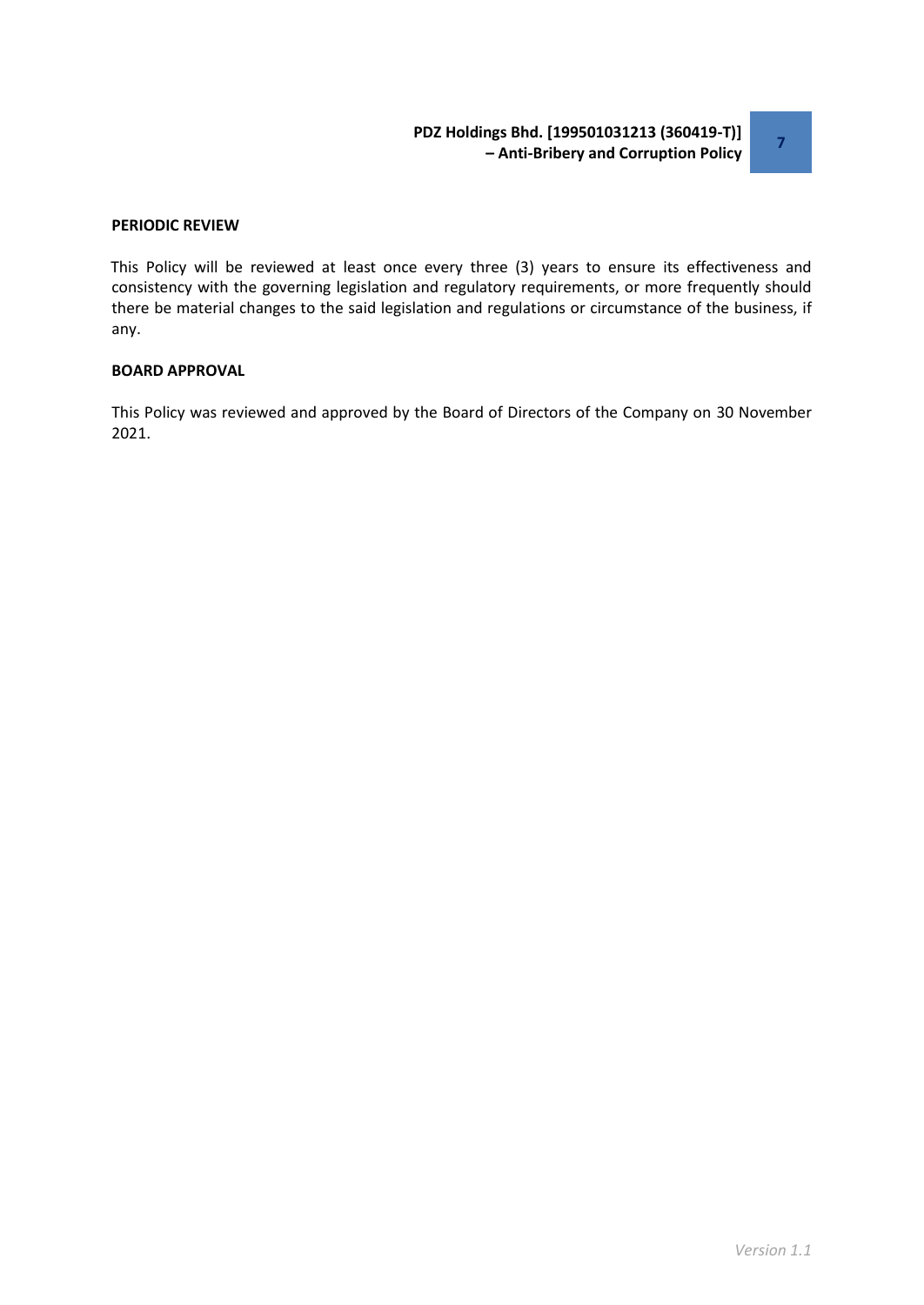**PERIODIC REVIEW**

This Policy will be reviewed at least once every three (3) years to ensure its effectiveness and consistency with the governing legislation and regulatory requirements, or more frequently should there be material changes to the said legislation and regulations or circumstance of the business, if any.

**BOARD APPROVAL**

This Policy was reviewed and approved by the Board of Directors of the Company on 30 November 2021.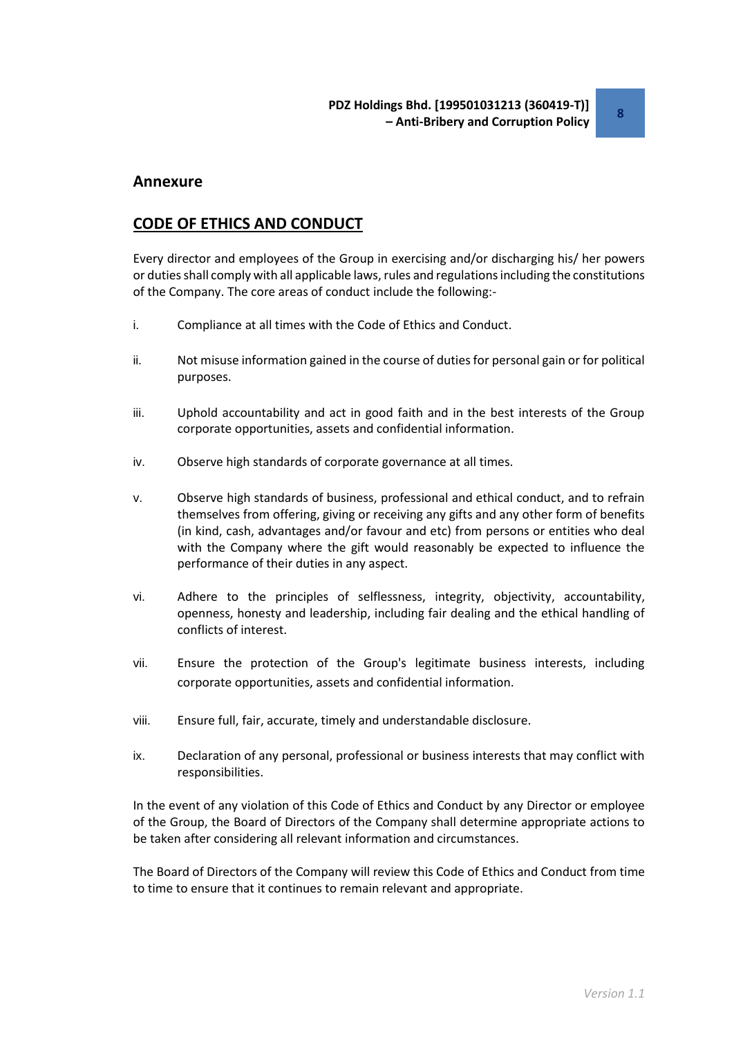## Annexure

## CODE OF ETHICS AND CONDUCT

Every director and employees of the Group in exercising and/or discharging his/ her powers or duties shall comply with all applicable laws, rules and regulations including the constitutions of the Company. The core areas of conduct include the following:-

i. Compliance at all times with the Code of Ethics and Conduct.

ii. Not misuse information gained in the course of duties for personal gain or for political purposes.

iii. Uphold accountability and act in good faith and in the best interests of the Group corporate opportunities, assets and confidential information.

iv. Observe high standards of corporate governance at all times.

v. Observe high standards of business, professional and ethical conduct, and to refrain themselves from offering, giving or receiving any gifts and any other form of benefits (in kind, cash, advantages and/or favour and etc) from persons or entities who deal with the Company where the gift would reasonably be expected to influence the performance of their duties in any aspect.

vi. Adhere to the principles of selflessness, integrity, objectivity, accountability, openness, honesty and leadership, including fair dealing and the ethical handling of conflicts of interest.

vii. Ensure the protection of the Group's legitimate business interests, including corporate opportunities, assets and confidential information.

viii. Ensure full, fair, accurate, timely and understandable disclosure.

ix. Declaration of any personal, professional or business interests that may conflict with responsibilities.

In the event of any violation of this Code of Ethics and Conduct by any Director or employee of the Group, the Board of Directors of the Company shall determine appropriate actions to be taken after considering all relevant information and circumstances.

The Board of Directors of the Company will review this Code of Ethics and Conduct from time to time to ensure that it continues to remain relevant and appropriate.